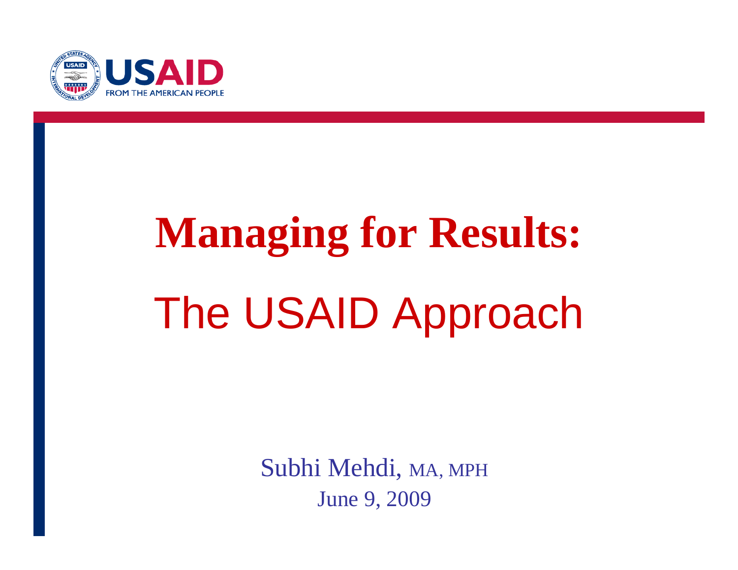USAID
FROM THE AMERICAN PEOPLE

# Managing for Results:

## The USAID Approach

Subhi Mehdi, MA, MPH

June 9, 2009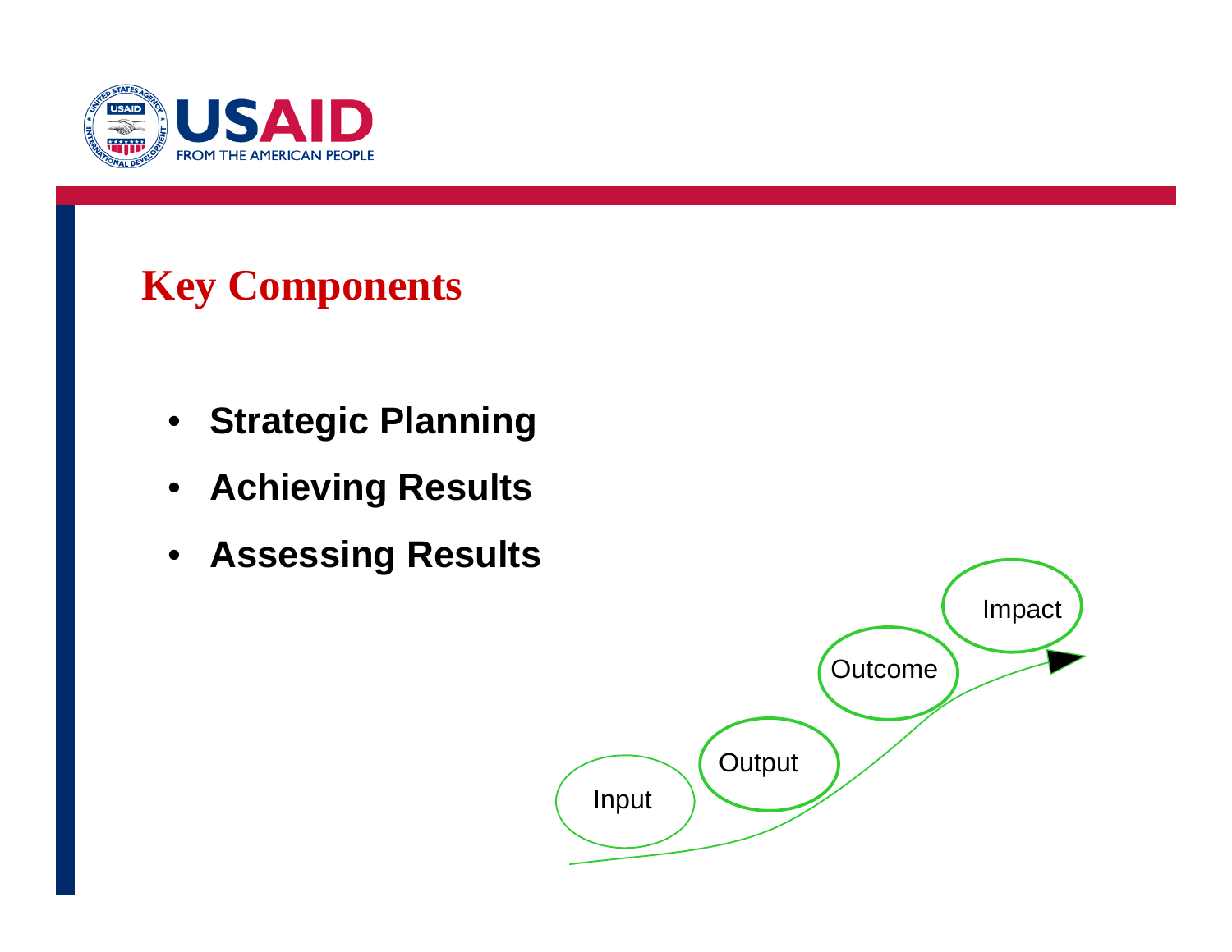# Key Components

- **Strategic Planning**
- **Achieving Results**
- **Assessing Results**

Input

Output

Outcome

Impact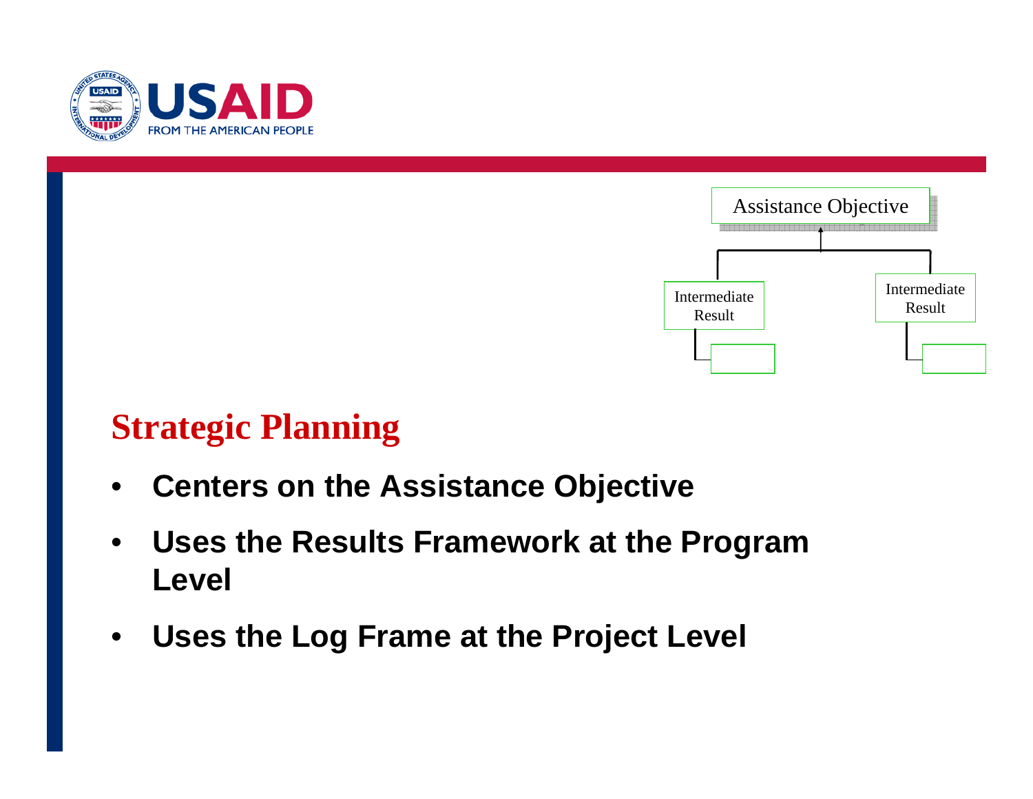Assistance Objective

Intermediate Result

Intermediate Result

## Strategic Planning

- **Centers on the Assistance Objective**
- **Uses the Results Framework at the Program Level**
- **Uses the Log Frame at the Project Level**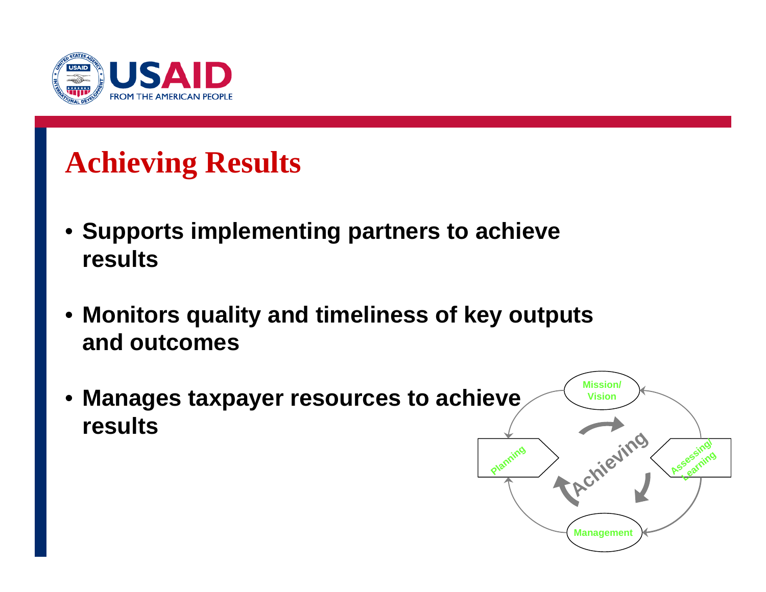# Achieving Results

- **Supports implementing partners to achieve results**
- **Monitors quality and timeliness of key outputs and outcomes**
- **Manages taxpayer resources to achieve results**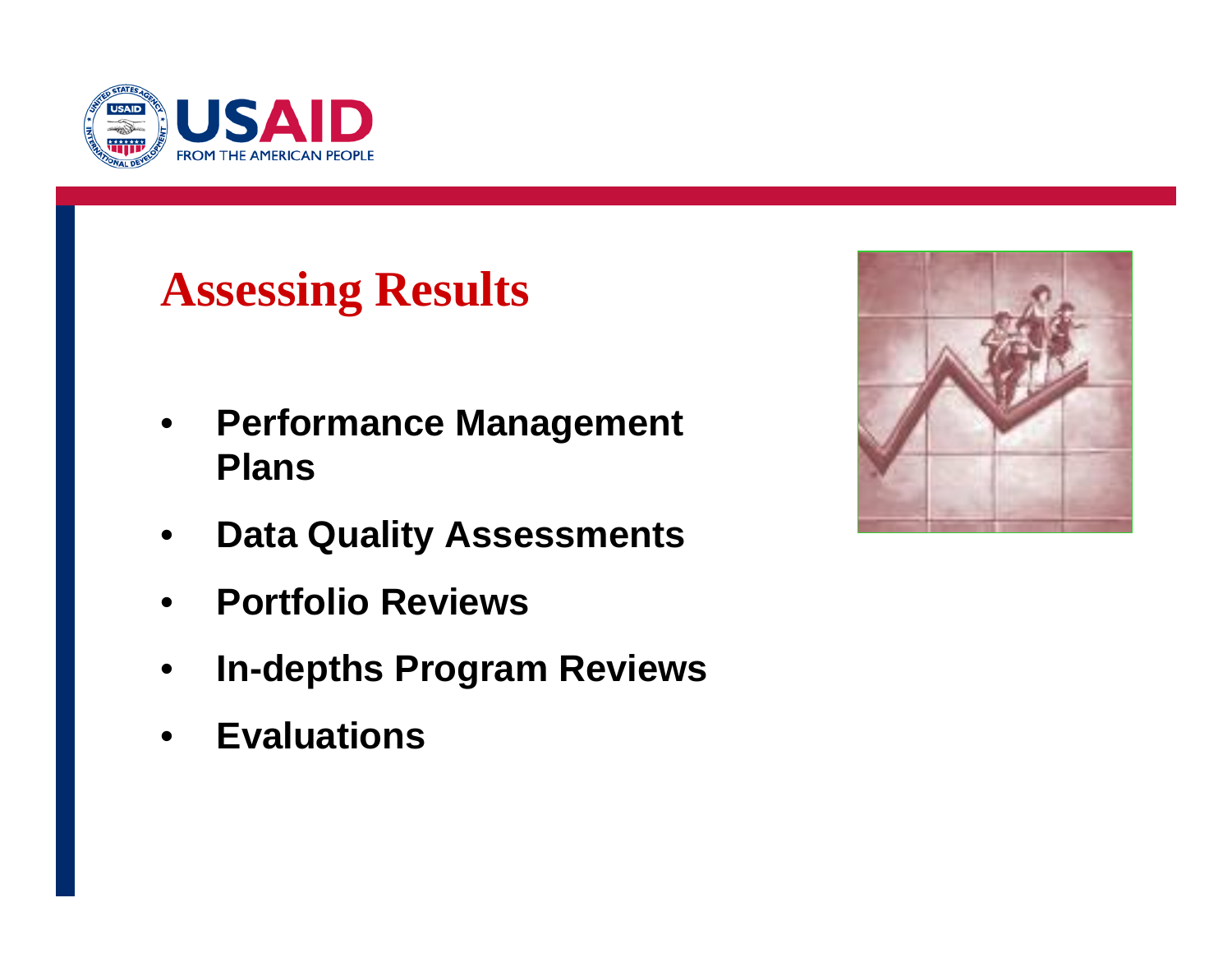# Assessing Results

- **Performance Management Plans**
- **Data Quality Assessments**
- **Portfolio Reviews**
- **In-depths Program Reviews**
- **Evaluations**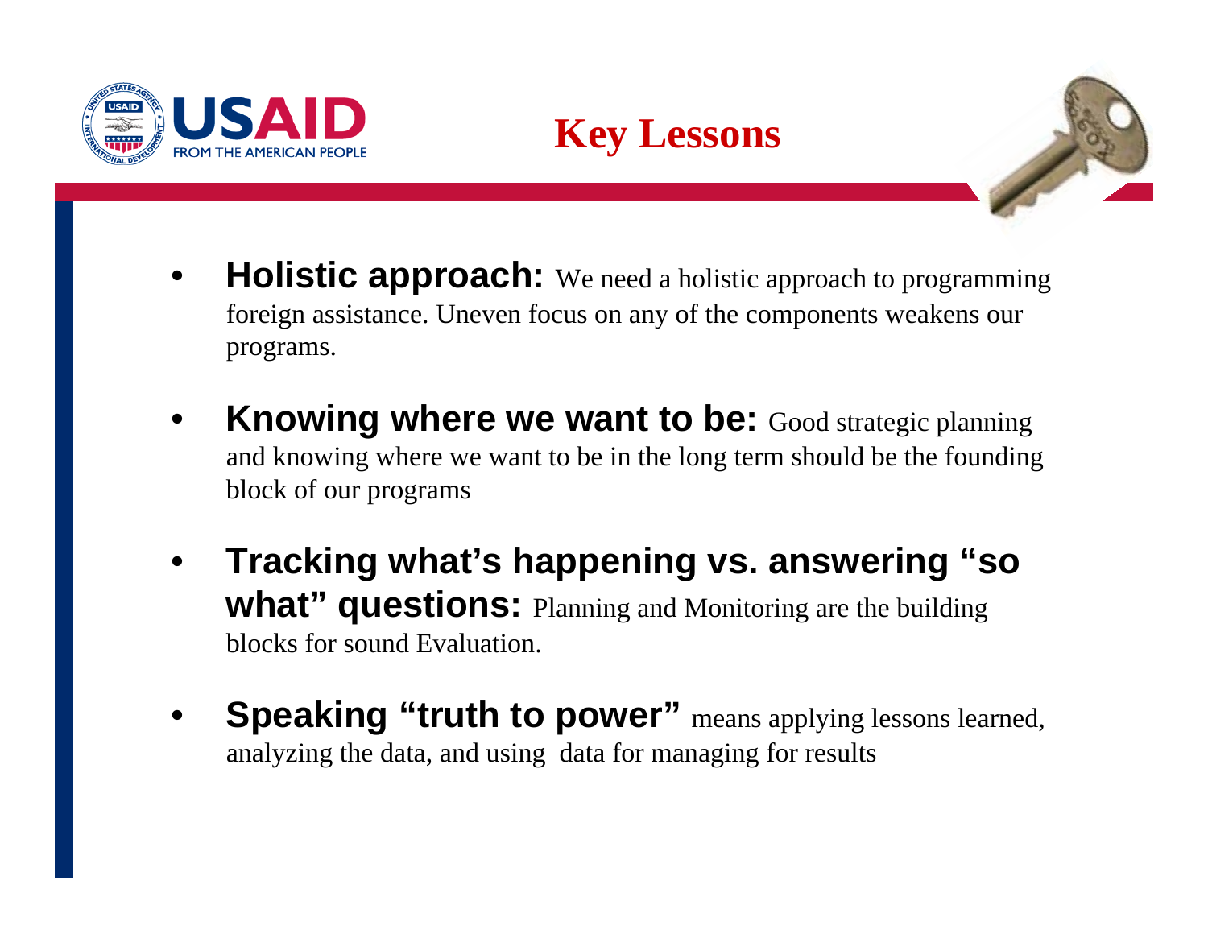# Key Lessons

- **Holistic approach:** We need a holistic approach to programming foreign assistance. Uneven focus on any of the components weakens our programs.
- **Knowing where we want to be:** Good strategic planning and knowing where we want to be in the long term should be the founding block of our programs
- **Tracking what's happening vs. answering "so what" questions:** Planning and Monitoring are the building blocks for sound Evaluation.
- **Speaking "truth to power"** means applying lessons learned, analyzing the data, and using data for managing for results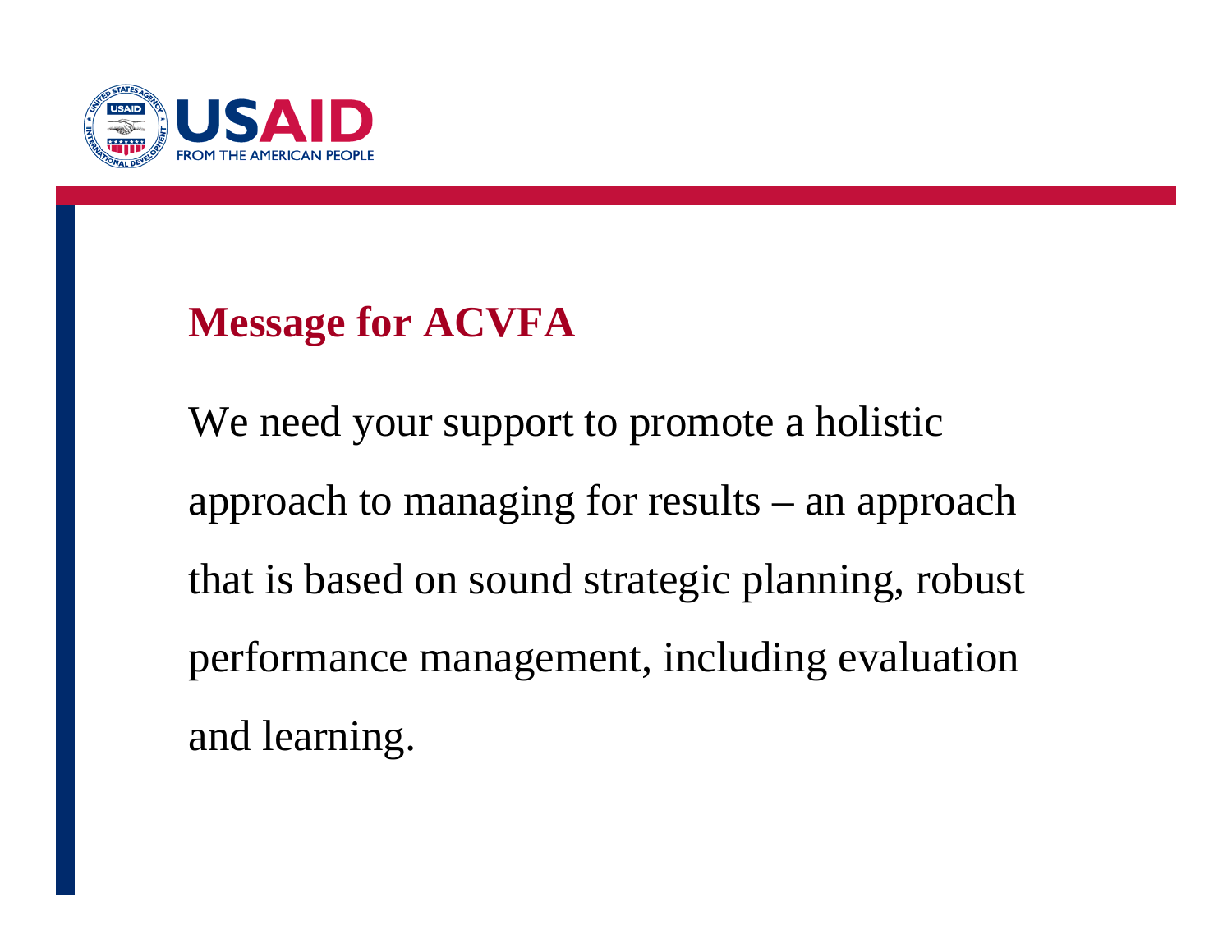## Message for ACVFA

We need your support to promote a holistic approach to managing for results – an approach that is based on sound strategic planning, robust performance management, including evaluation and learning.